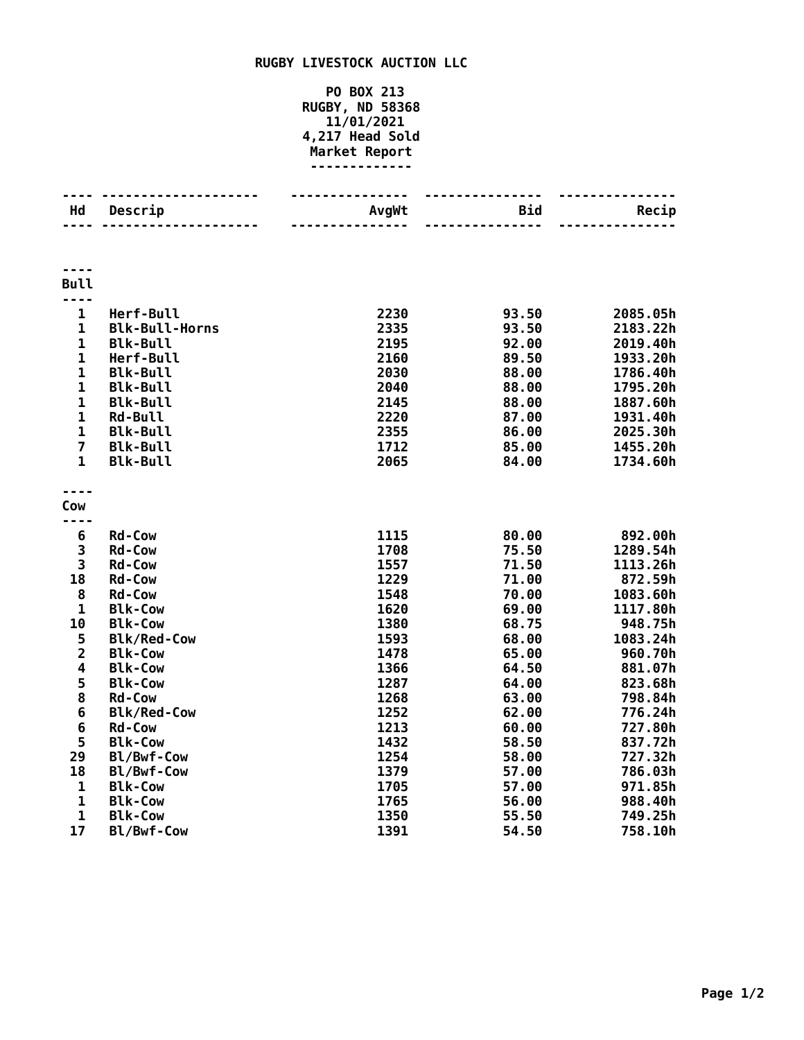# RUGBY LIVESTOCK AUCTION LLC

PO BOX 213
RUGBY, ND 58368
11/01/2021
4,217 Head Sold
Market Report

| Hd | Descrip | AvgWt | Bid | Recip |
|---|---|---|---|---|
| **Bull** | | | | |
| 1 | Herf-Bull | 2230 | 93.50 | 2085.05h |
| 1 | Blk-Bull-Horns | 2335 | 93.50 | 2183.22h |
| 1 | Blk-Bull | 2195 | 92.00 | 2019.40h |
| 1 | Herf-Bull | 2160 | 89.50 | 1933.20h |
| 1 | Blk-Bull | 2030 | 88.00 | 1786.40h |
| 1 | Blk-Bull | 2040 | 88.00 | 1795.20h |
| 1 | Blk-Bull | 2145 | 88.00 | 1887.60h |
| 1 | Rd-Bull | 2220 | 87.00 | 1931.40h |
| 1 | Blk-Bull | 2355 | 86.00 | 2025.30h |
| 7 | Blk-Bull | 1712 | 85.00 | 1455.20h |
| 1 | Blk-Bull | 2065 | 84.00 | 1734.60h |
| **Cow** | | | | |
| 6 | Rd-Cow | 1115 | 80.00 | 892.00h |
| 3 | Rd-Cow | 1708 | 75.50 | 1289.54h |
| 3 | Rd-Cow | 1557 | 71.50 | 1113.26h |
| 18 | Rd-Cow | 1229 | 71.00 | 872.59h |
| 8 | Rd-Cow | 1548 | 70.00 | 1083.60h |
| 1 | Blk-Cow | 1620 | 69.00 | 1117.80h |
| 10 | Blk-Cow | 1380 | 68.75 | 948.75h |
| 5 | Blk/Red-Cow | 1593 | 68.00 | 1083.24h |
| 2 | Blk-Cow | 1478 | 65.00 | 960.70h |
| 4 | Blk-Cow | 1366 | 64.50 | 881.07h |
| 5 | Blk-Cow | 1287 | 64.00 | 823.68h |
| 8 | Rd-Cow | 1268 | 63.00 | 798.84h |
| 6 | Blk/Red-Cow | 1252 | 62.00 | 776.24h |
| 6 | Rd-Cow | 1213 | 60.00 | 727.80h |
| 5 | Blk-Cow | 1432 | 58.50 | 837.72h |
| 29 | Bl/Bwf-Cow | 1254 | 58.00 | 727.32h |
| 18 | Bl/Bwf-Cow | 1379 | 57.00 | 786.03h |
| 1 | Blk-Cow | 1705 | 57.00 | 971.85h |
| 1 | Blk-Cow | 1765 | 56.00 | 988.40h |
| 1 | Blk-Cow | 1350 | 55.50 | 749.25h |
| 17 | Bl/Bwf-Cow | 1391 | 54.50 | 758.10h |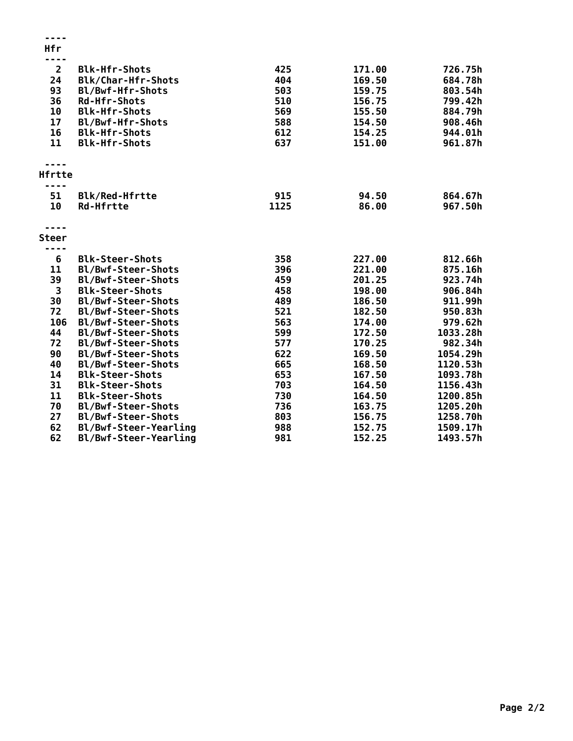| | | | | |
|---|---|---|---|---|
| **----** | | | | |
| **Hfr** | | | | |
| **----** | | | | |
| 2 | Blk-Hfr-Shots | 425 | 171.00 | 726.75h |
| 24 | Blk/Char-Hfr-Shots | 404 | 169.50 | 684.78h |
| 93 | Bl/Bwf-Hfr-Shots | 503 | 159.75 | 803.54h |
| 36 | Rd-Hfr-Shots | 510 | 156.75 | 799.42h |
| 10 | Blk-Hfr-Shots | 569 | 155.50 | 884.79h |
| 17 | Bl/Bwf-Hfr-Shots | 588 | 154.50 | 908.46h |
| 16 | Blk-Hfr-Shots | 612 | 154.25 | 944.01h |
| 11 | Blk-Hfr-Shots | 637 | 151.00 | 961.87h |
| **----** | | | | |
| **Hfrtte** | | | | |
| **----** | | | | |
| 51 | Blk/Red-Hfrtte | 915 | 94.50 | 864.67h |
| 10 | Rd-Hfrtte | 1125 | 86.00 | 967.50h |
| **----** | | | | |
| **Steer** | | | | |
| **----** | | | | |
| 6 | Blk-Steer-Shots | 358 | 227.00 | 812.66h |
| 11 | Bl/Bwf-Steer-Shots | 396 | 221.00 | 875.16h |
| 39 | Bl/Bwf-Steer-Shots | 459 | 201.25 | 923.74h |
| 3 | Blk-Steer-Shots | 458 | 198.00 | 906.84h |
| 30 | Bl/Bwf-Steer-Shots | 489 | 186.50 | 911.99h |
| 72 | Bl/Bwf-Steer-Shots | 521 | 182.50 | 950.83h |
| 106 | Bl/Bwf-Steer-Shots | 563 | 174.00 | 979.62h |
| 44 | Bl/Bwf-Steer-Shots | 599 | 172.50 | 1033.28h |
| 72 | Bl/Bwf-Steer-Shots | 577 | 170.25 | 982.34h |
| 90 | Bl/Bwf-Steer-Shots | 622 | 169.50 | 1054.29h |
| 40 | Bl/Bwf-Steer-Shots | 665 | 168.50 | 1120.53h |
| 14 | Blk-Steer-Shots | 653 | 167.50 | 1093.78h |
| 31 | Blk-Steer-Shots | 703 | 164.50 | 1156.43h |
| 11 | Blk-Steer-Shots | 730 | 164.50 | 1200.85h |
| 70 | Bl/Bwf-Steer-Shots | 736 | 163.75 | 1205.20h |
| 27 | Bl/Bwf-Steer-Shots | 803 | 156.75 | 1258.70h |
| 62 | Bl/Bwf-Steer-Yearling | 988 | 152.75 | 1509.17h |
| 62 | Bl/Bwf-Steer-Yearling | 981 | 152.25 | 1493.57h |